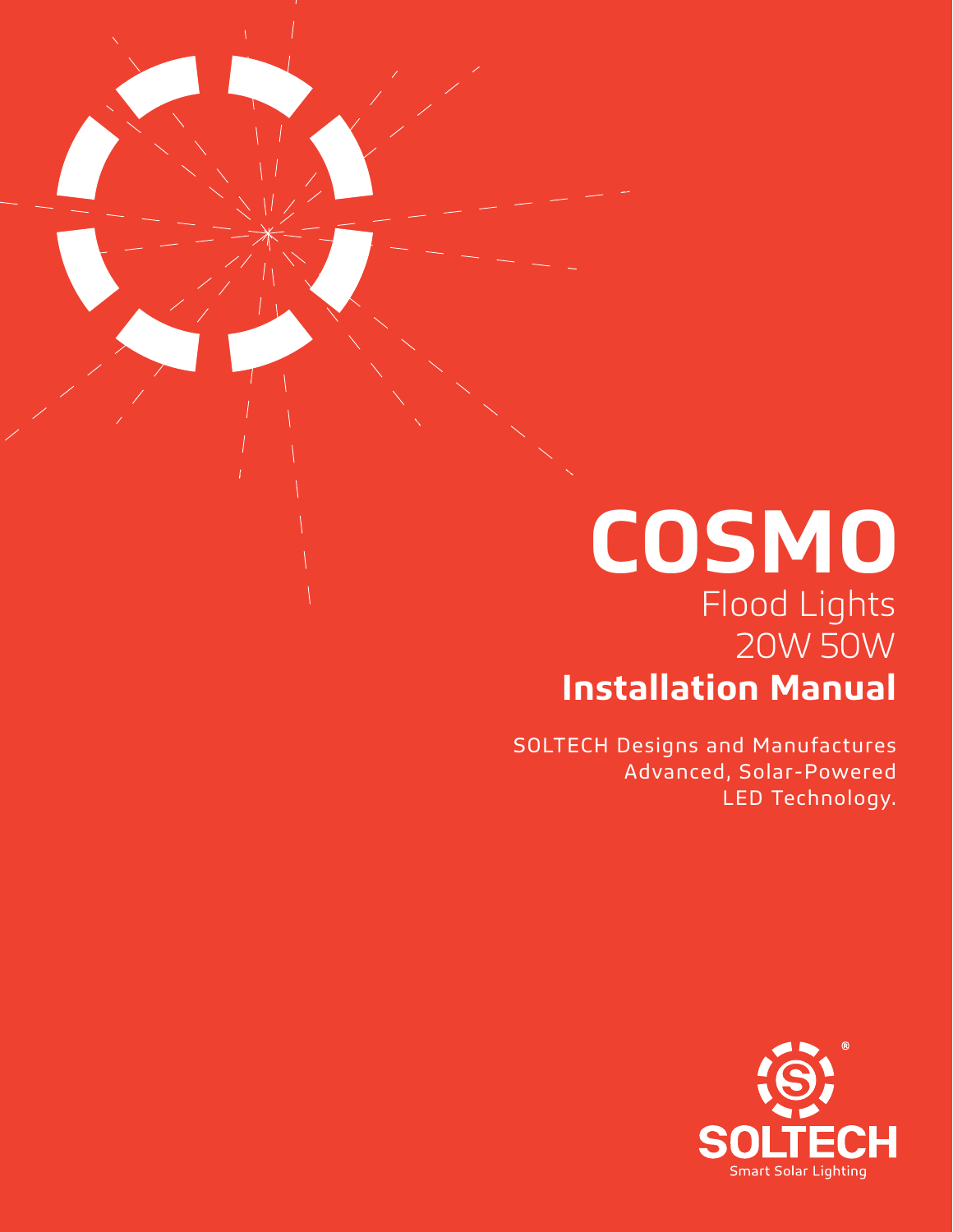# COSMO

Flood Lights

20W 50W

**Installation Manual**

SOLTECH Designs and Manufactures Advanced, Solar-Powered LED Technology.

SOLTECH®

Smart Solar Lighting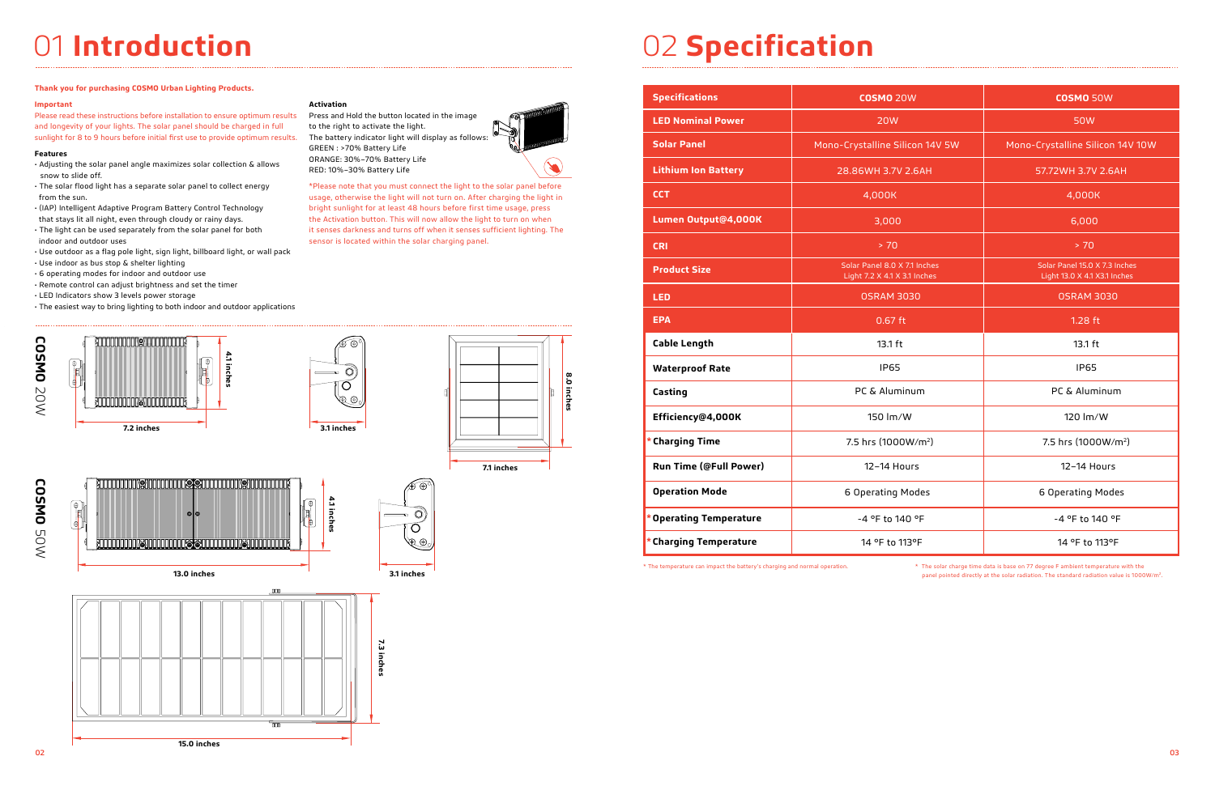# 01 Introduction

**Thank you for purchasing COSMO Urban Lighting Products.**

**Important**

Please read these instructions before installation to ensure optimum results and longevity of your lights. The solar panel should be charged in full sunlight for 8 to 9 hours before initial first use to provide optimum results.

**Features**

- Adjusting the solar panel angle maximizes solar collection & allows snow to slide off.
- The solar flood light has a separate solar panel to collect energy from the sun.
- (IAP) Intelligent Adaptive Program Battery Control Technology that stays lit all night, even through cloudy or rainy days.
- The light can be used separately from the solar panel for both indoor and outdoor uses
- Use outdoor as a flag pole light, sign light, billboard light, or wall pack
- Use indoor as bus stop & shelter lighting
- 6 operating modes for indoor and outdoor use
- Remote control can adjust brightness and set the timer
- LED Indicators show 3 levels power storage
- The easiest way to bring lighting to both indoor and outdoor applications

**Activation**

Press and Hold the button located in the image to the right to activate the light.
The battery indicator light will display as follows:
GREEN : >70% Battery Life
ORANGE: 30%–70% Battery Life
RED: 10%–30% Battery Life

*Please note that you must connect the light to the solar panel before usage, otherwise the light will not turn on. After charging the light in bright sunlight for at least 48 hours before first time usage, press the Activation button. This will now allow the light to turn on when it senses darkness and turns off when it senses sufficient lighting. The sensor is located within the solar charging panel.

**COSMO** 20W

7.2 inches | 4.1 inches | 3.1 inches | 7.1 inches | 8.0 inches

**COSMO** 50W

13.0 inches | 4.1 inches | 3.1 inches | 15.0 inches | 7.3 inches

# 02 Specification

| Specifications | COSMO 20W | COSMO 50W |
|---|---|---|
| LED Nominal Power | 20W | 50W |
| Solar Panel | Mono-Crystalline Silicon 14V 5W | Mono-Crystalline Silicon 14V 10W |
| Lithium Ion Battery | 28.86WH 3.7V 2.6AH | 57.72WH 3.7V 2.6AH |
| CCT | 4,000K | 4,000K |
| Lumen Output@4,000K | 3,000 | 6,000 |
| CRI | > 70 | > 70 |
| Product Size | Solar Panel 8.0 X 7.1 Inches<br>Light 7.2 X 4.1 X 3.1 Inches | Solar Panel 15.0 X 7.3 Inches<br>Light 13.0 X 4.1 X3.1 Inches |
| LED | OSRAM 3030 | OSRAM 3030 |
| EPA | 0.67 ft | 1.28 ft |
| Cable Length | 13.1 ft | 13.1 ft |
| Waterproof Rate | IP65 | IP65 |
| Casting | PC & Aluminum | PC & Aluminum |
| Efficiency@4,000K | 150 lm/W | 120 lm/W |
| *Charging Time | 7.5 hrs (1000W/m$^2$) | 7.5 hrs (1000W/m$^2$) |
| Run Time (@Full Power) | 12–14 Hours | 12–14 Hours |
| Operation Mode | 6 Operating Modes | 6 Operating Modes |
| *Operating Temperature | -4 °F to 140 °F | -4 °F to 140 °F |
| *Charging Temperature | 14 °F to 113°F | 14 °F to 113°F |

* The temperature can impact the battery's charging and normal operation.

* The solar charge time data is base on 77 degree F ambient temperature with the panel pointed directly at the solar radiation. The standard radiation value is 1000W/m$^2$.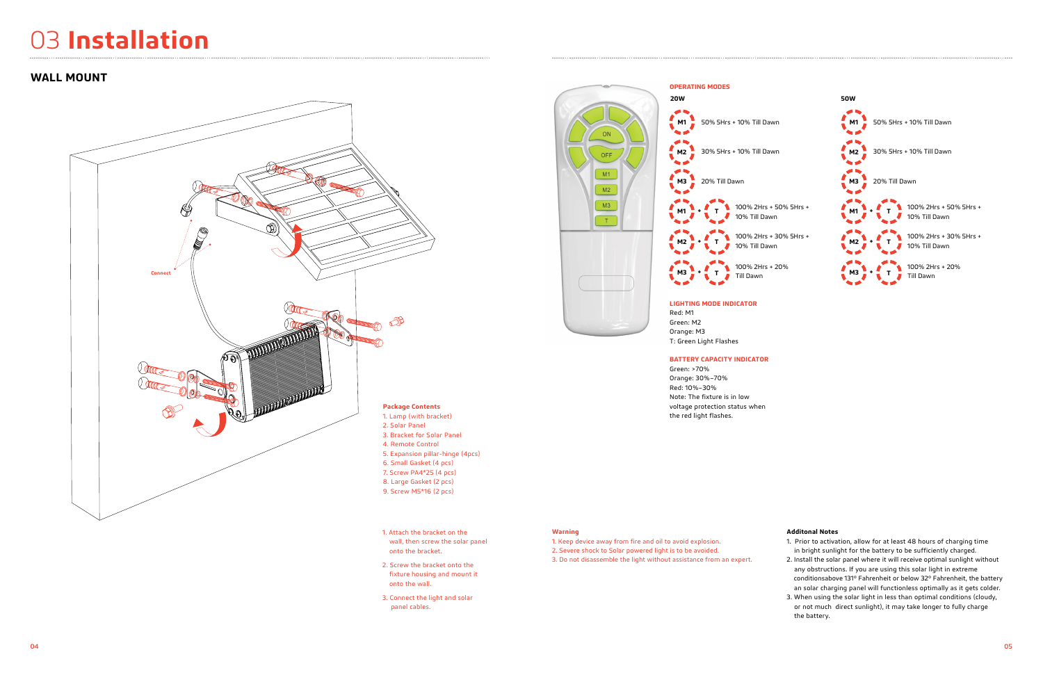# 03 **Installation**

## WALL MOUNT

Connect

**Package Contents**

1. Lamp (with bracket)
2. Solar Panel
3. Bracket for Solar Panel
4. Remote Control
5. Expansion pillar-hinge (4pcs)
6. Small Gasket (4 pcs)
7. Screw PA4*25 (4 pcs)
8. Large Gasket (2 pcs)
9. Screw M5*16 (2 pcs)

1. Attach the bracket on the wall, then screw the solar panel onto the bracket.
2. Screw the bracket onto the fixture housing and mount it onto the wall.
3. Connect the light and solar panel cables.

ON

OFF

M1

M2

M3

T

**OPERATING MODES**

| Mode | 20W | 50W |
| --- | --- | --- |
| M1 | 50% 5Hrs + 10% Till Dawn | 50% 5Hrs + 10% Till Dawn |
| M2 | 30% 5Hrs + 10% Till Dawn | 30% 5Hrs + 10% Till Dawn |
| M3 | 20% Till Dawn | 20% Till Dawn |
| M1 + T | 100% 2Hrs + 50% 5Hrs + 10% Till Dawn | 100% 2Hrs + 50% 5Hrs + 10% Till Dawn |
| M2 + T | 100% 2Hrs + 30% 5Hrs + 10% Till Dawn | 100% 2Hrs + 30% 5Hrs + 10% Till Dawn |
| M3 + T | 100% 2Hrs + 20% Till Dawn | 100% 2Hrs + 20% Till Dawn |

**LIGHTING MODE INDICATOR**

Red: M1
Green: M2
Orange: M3
T: Green Light Flashes

**BATTERY CAPACITY INDICATOR**

Green: >70%
Orange: 30%–70%
Red: 10%–30%
Note: The fixture is in low voltage protection status when the red light flashes.

**Warning**

1. Keep device away from fire and oil to avoid explosion.
2. Severe shock to Solar powered light is to be avoided.
3. Do not disassemble the light without assistance from an expert.

**Additonal Notes**

1. Prior to activation, allow for at least 48 hours of charging time in bright sunlight for the battery to be sufficiently charged.
2. Install the solar panel where it will receive optimal sunlight without any obstructions. If you are using this solar light in extreme conditionsabove 131° Fahrenheit or below 32° Fahrenheit, the battery an solar charging panel will functionless optimally as it gets colder.
3. When using the solar light in less than optimal conditions (cloudy, or not much direct sunlight), it may take longer to fully charge the battery.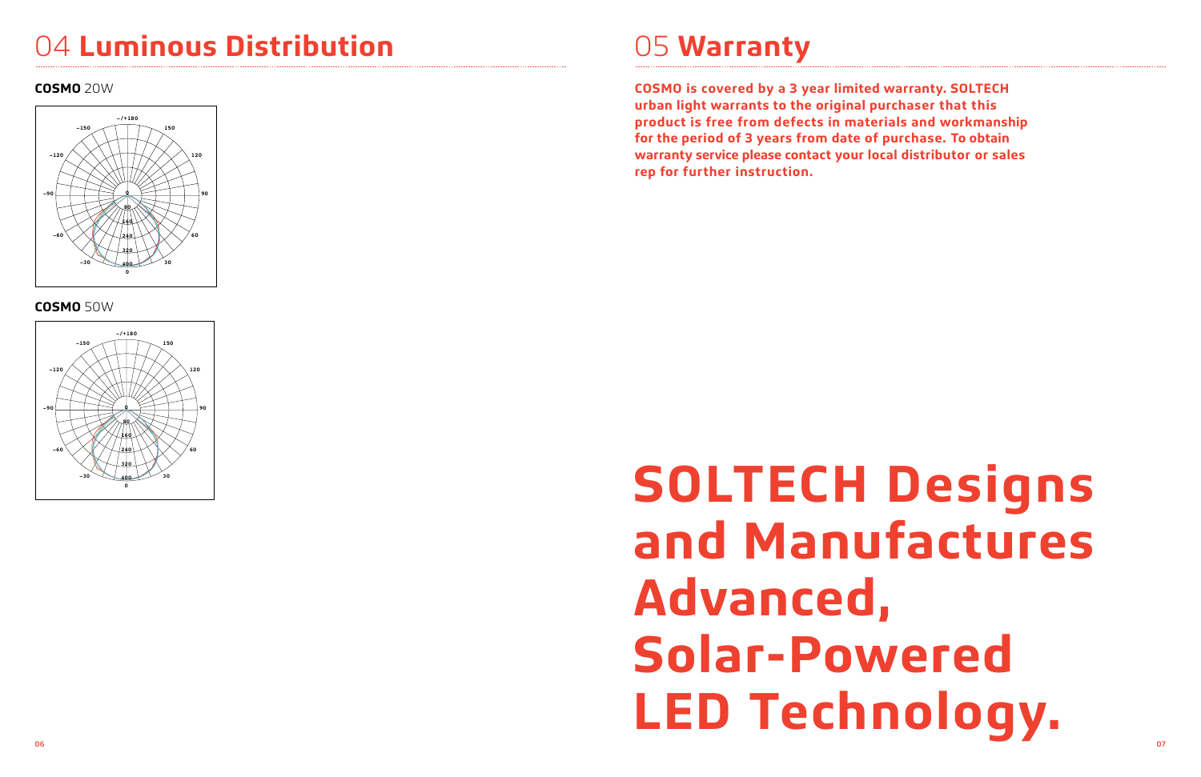# 04 **Luminous Distribution**

**COSMO** 20W

**COSMO** 50W

# 05 **Warranty**

**COSMO is covered by a 3 year limited warranty. SOLTECH urban light warrants to the original purchaser that this product is free from defects in materials and workmanship for the period of 3 years from date of purchase. To obtain warranty service please contact your local distributor or sales rep for further instruction.**

# SOLTECH Designs and Manufactures Advanced, Solar-Powered LED Technology.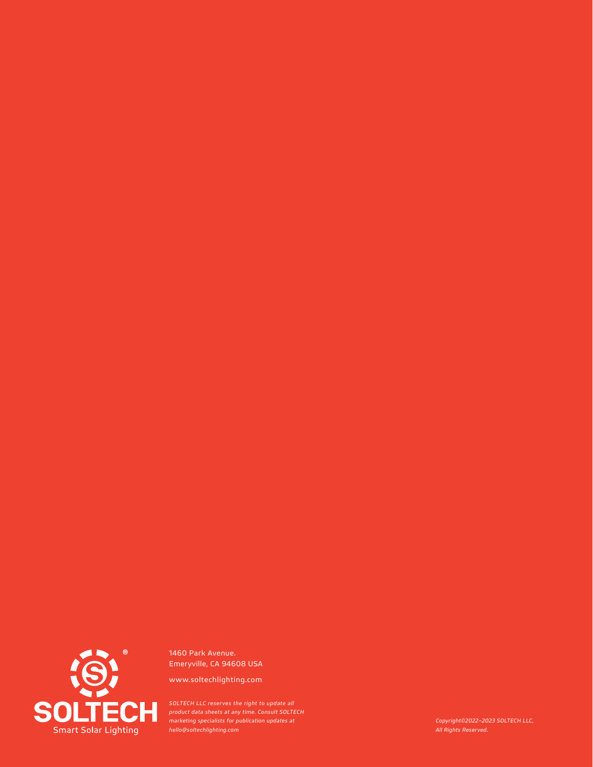SOLTECH®

Smart Solar Lighting

1460 Park Avenue.
Emeryville, CA 94608 USA

www.soltechlighting.com

*SOLTECH LLC reserves the right to update all product data sheets at any time. Consult SOLTECH marketing specialists for publication updates at hello@soltechlighting.com*

*Copyright©2022–2023 SOLTECH LLC, All Rights Reserved.*